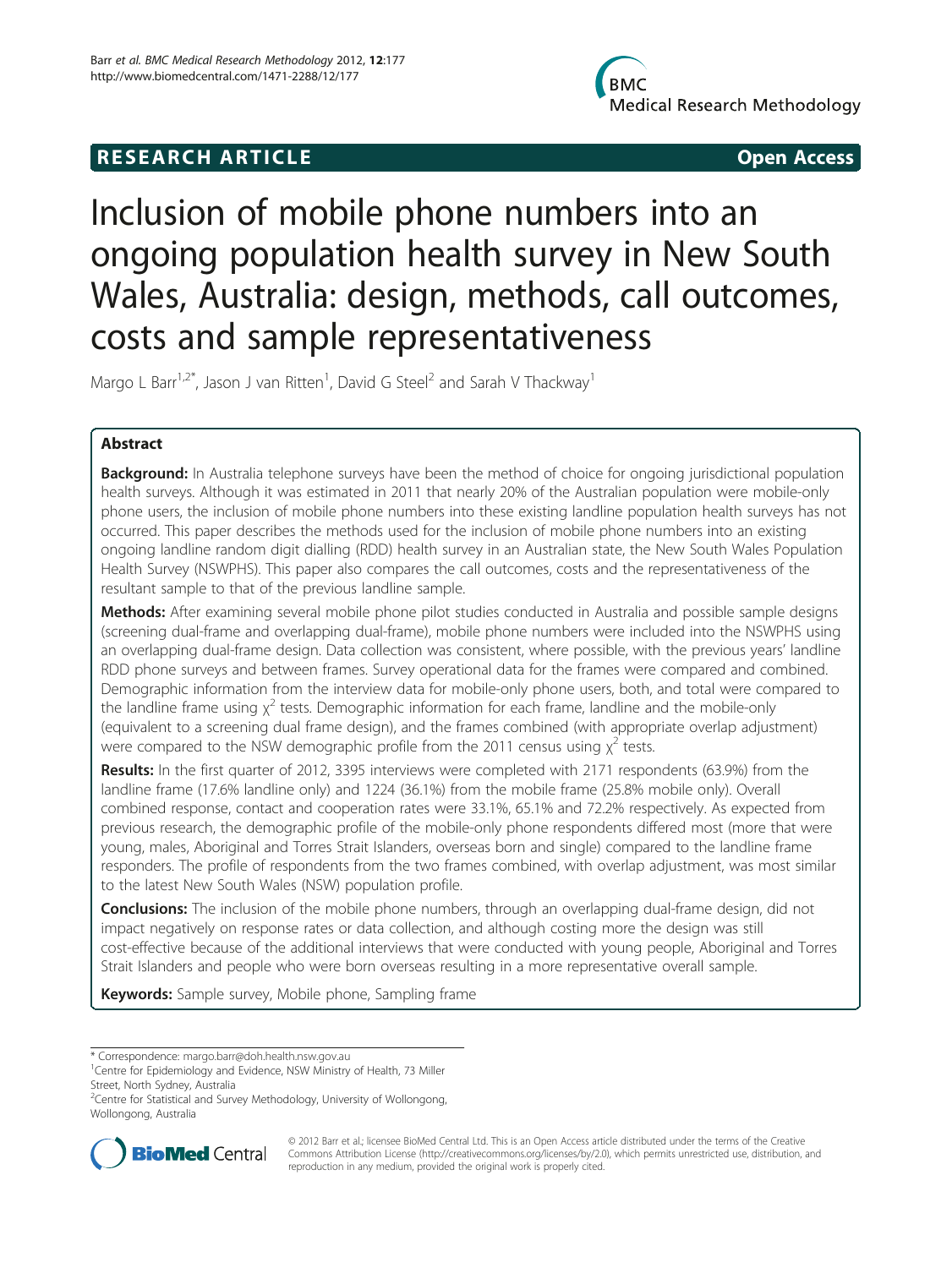**RESEARCH ARTICLE** **Open Access**

# Inclusion of mobile phone numbers into an ongoing population health survey in New South Wales, Australia: design, methods, call outcomes, costs and sample representativeness

Margo L Barr[1,2*], Jason J van Ritten[1], David G Steel[2] and Sarah V Thackway[1]

## Abstract

**Background:** In Australia telephone surveys have been the method of choice for ongoing jurisdictional population health surveys. Although it was estimated in 2011 that nearly 20% of the Australian population were mobile-only phone users, the inclusion of mobile phone numbers into these existing landline population health surveys has not occurred. This paper describes the methods used for the inclusion of mobile phone numbers into an existing ongoing landline random digit dialling (RDD) health survey in an Australian state, the New South Wales Population Health Survey (NSWPHS). This paper also compares the call outcomes, costs and the representativeness of the resultant sample to that of the previous landline sample.

**Methods:** After examining several mobile phone pilot studies conducted in Australia and possible sample designs (screening dual-frame and overlapping dual-frame), mobile phone numbers were included into the NSWPHS using an overlapping dual-frame design. Data collection was consistent, where possible, with the previous years' landline RDD phone surveys and between frames. Survey operational data for the frames were compared and combined. Demographic information from the interview data for mobile-only phone users, both, and total were compared to the landline frame using $\chi^2$ tests. Demographic information for each frame, landline and the mobile-only (equivalent to a screening dual frame design), and the frames combined (with appropriate overlap adjustment) were compared to the NSW demographic profile from the 2011 census using $\chi^2$ tests.

**Results:** In the first quarter of 2012, 3395 interviews were completed with 2171 respondents (63.9%) from the landline frame (17.6% landline only) and 1224 (36.1%) from the mobile frame (25.8% mobile only). Overall combined response, contact and cooperation rates were 33.1%, 65.1% and 72.2% respectively. As expected from previous research, the demographic profile of the mobile-only phone respondents differed most (more that were young, males, Aboriginal and Torres Strait Islanders, overseas born and single) compared to the landline frame responders. The profile of respondents from the two frames combined, with overlap adjustment, was most similar to the latest New South Wales (NSW) population profile.

**Conclusions:** The inclusion of the mobile phone numbers, through an overlapping dual-frame design, did not impact negatively on response rates or data collection, and although costing more the design was still cost-effective because of the additional interviews that were conducted with young people, Aboriginal and Torres Strait Islanders and people who were born overseas resulting in a more representative overall sample.

**Keywords:** Sample survey, Mobile phone, Sampling frame

---

* Correspondence: margo.barr@doh.health.nsw.gov.au
[1]Centre for Epidemiology and Evidence, NSW Ministry of Health, 73 Miller Street, North Sydney, Australia
[2]Centre for Statistical and Survey Methodology, University of Wollongong, Wollongong, Australia

© 2012 Barr et al.; licensee BioMed Central Ltd. This is an Open Access article distributed under the terms of the Creative Commons Attribution License (http://creativecommons.org/licenses/by/2.0), which permits unrestricted use, distribution, and reproduction in any medium, provided the original work is properly cited.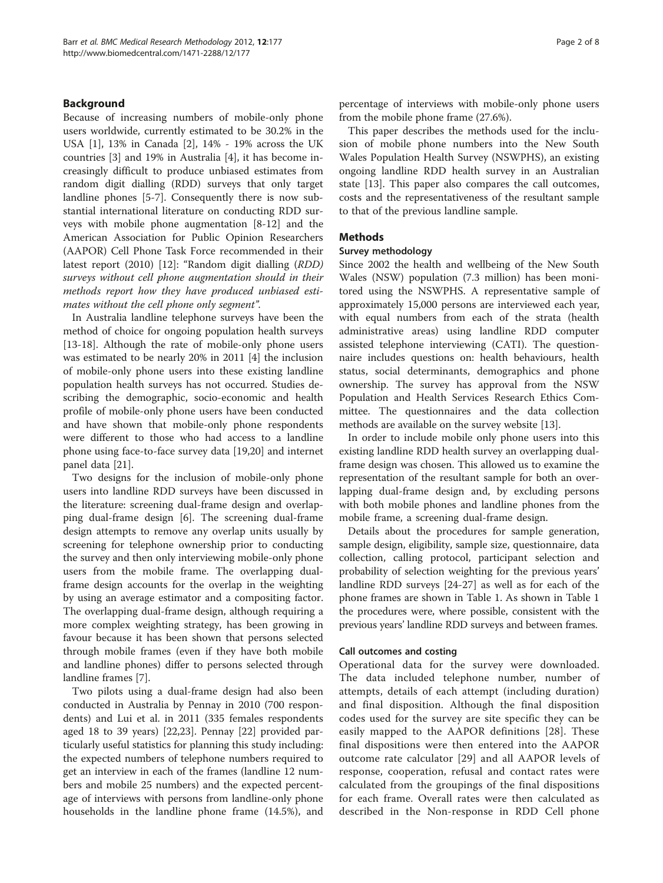## Background

Because of increasing numbers of mobile-only phone users worldwide, currently estimated to be 30.2% in the USA [1], 13% in Canada [2], 14% - 19% across the UK countries [3] and 19% in Australia [4], it has become increasingly difficult to produce unbiased estimates from random digit dialling (RDD) surveys that only target landline phones [5-7]. Consequently there is now substantial international literature on conducting RDD surveys with mobile phone augmentation [8-12] and the American Association for Public Opinion Researchers (AAPOR) Cell Phone Task Force recommended in their latest report (2010) [12]: "Random digit dialling (*RDD) surveys without cell phone augmentation should in their methods report how they have produced unbiased estimates without the cell phone only segment*".

In Australia landline telephone surveys have been the method of choice for ongoing population health surveys [13-18]. Although the rate of mobile-only phone users was estimated to be nearly 20% in 2011 [4] the inclusion of mobile-only phone users into these existing landline population health surveys has not occurred. Studies describing the demographic, socio-economic and health profile of mobile-only phone users have been conducted and have shown that mobile-only phone respondents were different to those who had access to a landline phone using face-to-face survey data [19,20] and internet panel data [21].

Two designs for the inclusion of mobile-only phone users into landline RDD surveys have been discussed in the literature: screening dual-frame design and overlapping dual-frame design [6]. The screening dual-frame design attempts to remove any overlap units usually by screening for telephone ownership prior to conducting the survey and then only interviewing mobile-only phone users from the mobile frame. The overlapping dual-frame design accounts for the overlap in the weighting by using an average estimator and a compositing factor. The overlapping dual-frame design, although requiring a more complex weighting strategy, has been growing in favour because it has been shown that persons selected through mobile frames (even if they have both mobile and landline phones) differ to persons selected through landline frames [7].

Two pilots using a dual-frame design had also been conducted in Australia by Pennay in 2010 (700 respondents) and Lui et al. in 2011 (335 females respondents aged 18 to 39 years) [22,23]. Pennay [22] provided particularly useful statistics for planning this study including: the expected numbers of telephone numbers required to get an interview in each of the frames (landline 12 numbers and mobile 25 numbers) and the expected percentage of interviews with persons from landline-only phone households in the landline phone frame (14.5%), and percentage of interviews with mobile-only phone users from the mobile phone frame (27.6%).

This paper describes the methods used for the inclusion of mobile phone numbers into the New South Wales Population Health Survey (NSWPHS), an existing ongoing landline RDD health survey in an Australian state [13]. This paper also compares the call outcomes, costs and the representativeness of the resultant sample to that of the previous landline sample.

## Methods

### Survey methodology

Since 2002 the health and wellbeing of the New South Wales (NSW) population (7.3 million) has been monitored using the NSWPHS. A representative sample of approximately 15,000 persons are interviewed each year, with equal numbers from each of the strata (health administrative areas) using landline RDD computer assisted telephone interviewing (CATI). The questionnaire includes questions on: health behaviours, health status, social determinants, demographics and phone ownership. The survey has approval from the NSW Population and Health Services Research Ethics Committee. The questionnaires and the data collection methods are available on the survey website [13].

In order to include mobile only phone users into this existing landline RDD health survey an overlapping dual-frame design was chosen. This allowed us to examine the representation of the resultant sample for both an overlapping dual-frame design and, by excluding persons with both mobile phones and landline phones from the mobile frame, a screening dual-frame design.

Details about the procedures for sample generation, sample design, eligibility, sample size, questionnaire, data collection, calling protocol, participant selection and probability of selection weighting for the previous years' landline RDD surveys [24-27] as well as for each of the phone frames are shown in Table 1. As shown in Table 1 the procedures were, where possible, consistent with the previous years' landline RDD surveys and between frames.

### Call outcomes and costing

Operational data for the survey were downloaded. The data included telephone number, number of attempts, details of each attempt (including duration) and final disposition. Although the final disposition codes used for the survey are site specific they can be easily mapped to the AAPOR definitions [28]. These final dispositions were then entered into the AAPOR outcome rate calculator [29] and all AAPOR levels of response, cooperation, refusal and contact rates were calculated from the groupings of the final dispositions for each frame. Overall rates were then calculated as described in the Non-response in RDD Cell phone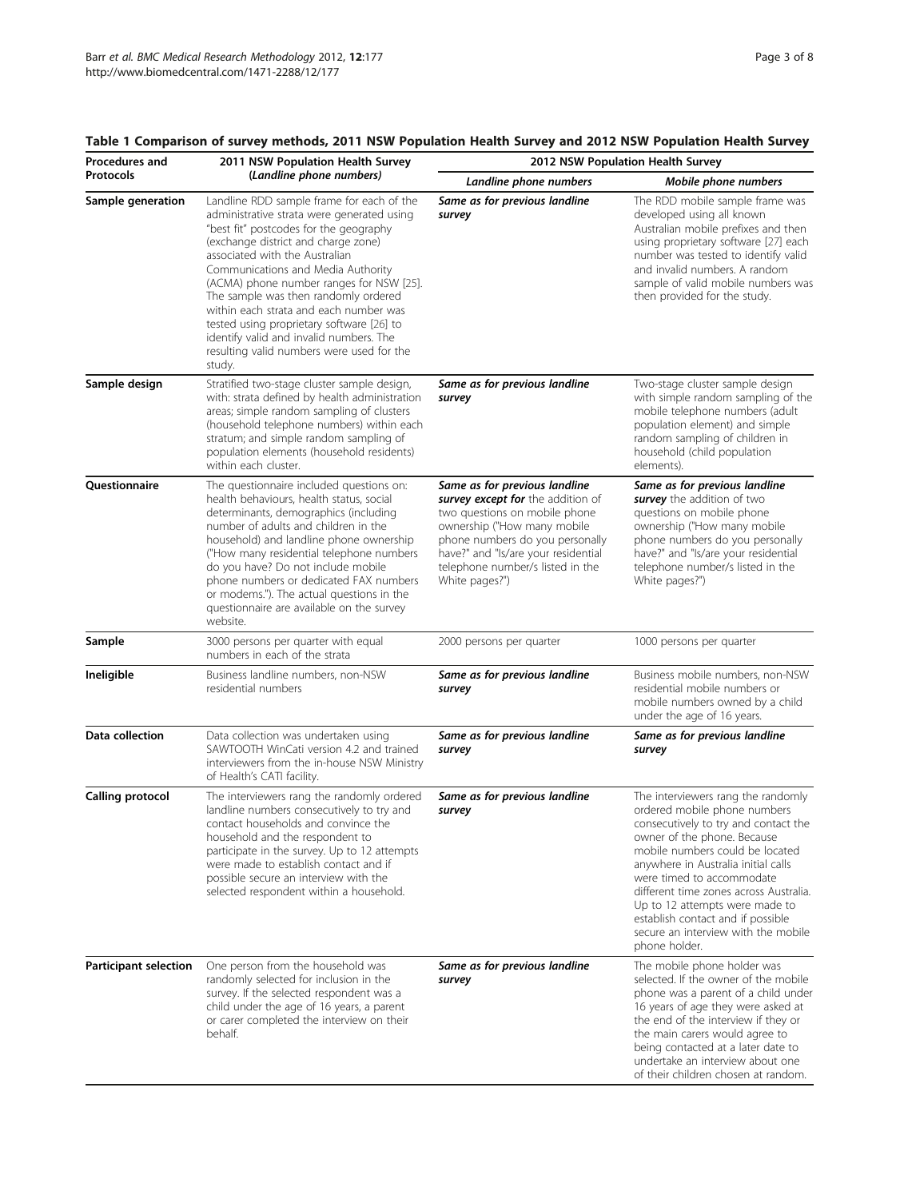**Table 1 Comparison of survey methods, 2011 NSW Population Health Survey and 2012 NSW Population Health Survey**

| Procedures and Protocols | 2011 NSW Population Health Survey (*Landline phone numbers*) | 2012 NSW Population Health Survey | |
|---|---|---|---|
| | | *Landline phone numbers* | *Mobile phone numbers* |
| **Sample generation** | Landline RDD sample frame for each of the administrative strata were generated using "best fit" postcodes for the geography (exchange district and charge zone) associated with the Australian Communications and Media Authority (ACMA) phone number ranges for NSW [25]. The sample was then randomly ordered within each strata and each number was tested using proprietary software [26] to identify valid and invalid numbers. The resulting valid numbers were used for the study. | ***Same as for previous landline survey*** | The RDD mobile sample frame was developed using all known Australian mobile prefixes and then using proprietary software [27] each number was tested to identify valid and invalid numbers. A random sample of valid mobile numbers was then provided for the study. |
| **Sample design** | Stratified two-stage cluster sample design, with: strata defined by health administration areas; simple random sampling of clusters (household telephone numbers) within each stratum; and simple random sampling of population elements (household residents) within each cluster. | ***Same as for previous landline survey*** | Two-stage cluster sample design with simple random sampling of the mobile telephone numbers (adult population element) and simple random sampling of children in household (child population elements). |
| **Questionnaire** | The questionnaire included questions on: health behaviours, health status, social determinants, demographics (including number of adults and children in the household) and landline phone ownership ("How many residential telephone numbers do you have? Do not include mobile phone numbers or dedicated FAX numbers or modems."). The actual questions in the questionnaire are available on the survey website. | ***Same as for previous landline survey except for*** the addition of two questions on mobile phone ownership ("How many mobile phone numbers do you personally have?" and "Is/are your residential telephone number/s listed in the White pages?") | ***Same as for previous landline survey*** the addition of two questions on mobile phone ownership ("How many mobile phone numbers do you personally have?" and "Is/are your residential telephone number/s listed in the White pages?") |
| **Sample** | 3000 persons per quarter with equal numbers in each of the strata | 2000 persons per quarter | 1000 persons per quarter |
| **Ineligible** | Business landline numbers, non-NSW residential numbers | ***Same as for previous landline survey*** | Business mobile numbers, non-NSW residential mobile numbers or mobile numbers owned by a child under the age of 16 years. |
| **Data collection** | Data collection was undertaken using SAWTOOTH WinCati version 4.2 and trained interviewers from the in-house NSW Ministry of Health's CATI facility. | ***Same as for previous landline survey*** | ***Same as for previous landline survey*** |
| **Calling protocol** | The interviewers rang the randomly ordered landline numbers consecutively to try and contact households and convince the household and the respondent to participate in the survey. Up to 12 attempts were made to establish contact and if possible secure an interview with the selected respondent within a household. | ***Same as for previous landline survey*** | The interviewers rang the randomly ordered mobile phone numbers consecutively to try and contact the owner of the phone. Because mobile numbers could be located anywhere in Australia initial calls were timed to accommodate different time zones across Australia. Up to 12 attempts were made to establish contact and if possible secure an interview with the mobile phone holder. |
| **Participant selection** | One person from the household was randomly selected for inclusion in the survey. If the selected respondent was a child under the age of 16 years, a parent or carer completed the interview on their behalf. | ***Same as for previous landline survey*** | The mobile phone holder was selected. If the owner of the mobile phone was a parent of a child under 16 years of age they were asked at the end of the interview if they or the main carers would agree to being contacted at a later date to undertake an interview about one of their children chosen at random. |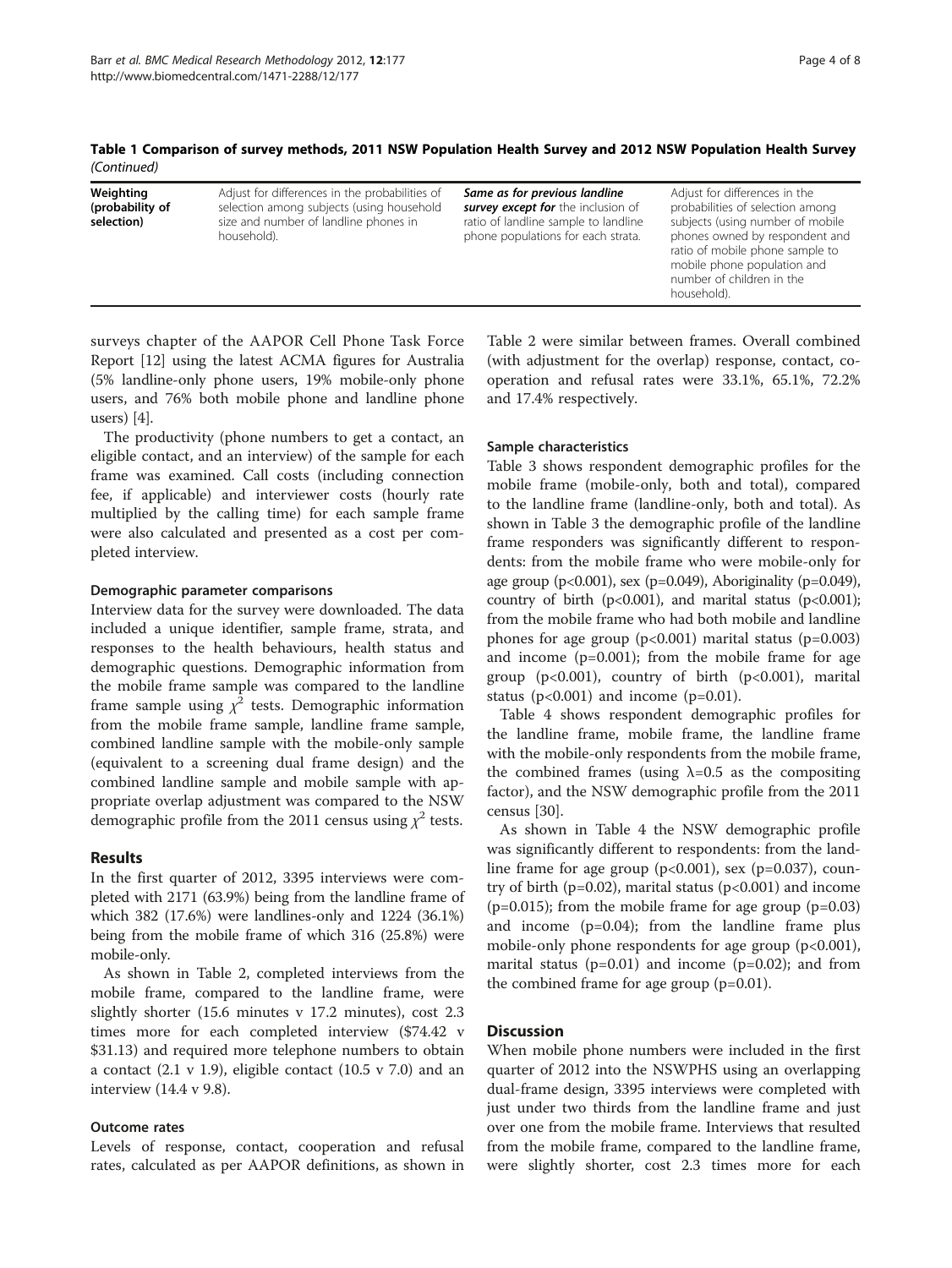**Table 1 Comparison of survey methods, 2011 NSW Population Health Survey and 2012 NSW Population Health Survey** *(Continued)*

| | | | |
|---|---|---|---|
| **Weighting (probability of selection)** | Adjust for differences in the probabilities of selection among subjects (using household size and number of landline phones in household). | ***Same as for previous landline survey except for*** the inclusion of ratio of landline sample to landline phone populations for each strata. | Adjust for differences in the probabilities of selection among subjects (using number of mobile phones owned by respondent and ratio of mobile phone sample to mobile phone population and number of children in the household). |

surveys chapter of the AAPOR Cell Phone Task Force Report [12] using the latest ACMA figures for Australia (5% landline-only phone users, 19% mobile-only phone users, and 76% both mobile phone and landline phone users) [4].

The productivity (phone numbers to get a contact, an eligible contact, and an interview) of the sample for each frame was examined. Call costs (including connection fee, if applicable) and interviewer costs (hourly rate multiplied by the calling time) for each sample frame were also calculated and presented as a cost per completed interview.

#### Demographic parameter comparisons

Interview data for the survey were downloaded. The data included a unique identifier, sample frame, strata, and responses to the health behaviours, health status and demographic questions. Demographic information from the mobile frame sample was compared to the landline frame sample using $\chi^2$ tests. Demographic information from the mobile frame sample, landline frame sample, combined landline sample with the mobile-only sample (equivalent to a screening dual frame design) and the combined landline sample and mobile sample with appropriate overlap adjustment was compared to the NSW demographic profile from the 2011 census using $\chi^2$ tests.

## Results

In the first quarter of 2012, 3395 interviews were completed with 2171 (63.9%) being from the landline frame of which 382 (17.6%) were landlines-only and 1224 (36.1%) being from the mobile frame of which 316 (25.8%) were mobile-only.

As shown in Table 2, completed interviews from the mobile frame, compared to the landline frame, were slightly shorter (15.6 minutes v 17.2 minutes), cost 2.3 times more for each completed interview ($74.42 v $31.13) and required more telephone numbers to obtain a contact (2.1 v 1.9), eligible contact (10.5 v 7.0) and an interview (14.4 v 9.8).

#### Outcome rates

Levels of response, contact, cooperation and refusal rates, calculated as per AAPOR definitions, as shown in Table 2 were similar between frames. Overall combined (with adjustment for the overlap) response, contact, co-operation and refusal rates were 33.1%, 65.1%, 72.2% and 17.4% respectively.

#### Sample characteristics

Table 3 shows respondent demographic profiles for the mobile frame (mobile-only, both and total), compared to the landline frame (landline-only, both and total). As shown in Table 3 the demographic profile of the landline frame responders was significantly different to respondents: from the mobile frame who were mobile-only for age group (p<0.001), sex (p=0.049), Aboriginality (p=0.049), country of birth (p<0.001), and marital status (p<0.001); from the mobile frame who had both mobile and landline phones for age group (p<0.001) marital status (p=0.003) and income (p=0.001); from the mobile frame for age group (p<0.001), country of birth (p<0.001), marital status (p<0.001) and income (p=0.01).

Table 4 shows respondent demographic profiles for the landline frame, mobile frame, the landline frame with the mobile-only respondents from the mobile frame, the combined frames (using $\lambda$=0.5 as the compositing factor), and the NSW demographic profile from the 2011 census [30].

As shown in Table 4 the NSW demographic profile was significantly different to respondents: from the landline frame for age group (p<0.001), sex (p=0.037), country of birth (p=0.02), marital status (p<0.001) and income (p=0.015); from the mobile frame for age group (p=0.03) and income (p=0.04); from the landline frame plus mobile-only phone respondents for age group (p<0.001), marital status (p=0.01) and income (p=0.02); and from the combined frame for age group (p=0.01).

## Discussion

When mobile phone numbers were included in the first quarter of 2012 into the NSWPHS using an overlapping dual-frame design, 3395 interviews were completed with just under two thirds from the landline frame and just over one from the mobile frame. Interviews that resulted from the mobile frame, compared to the landline frame, were slightly shorter, cost 2.3 times more for each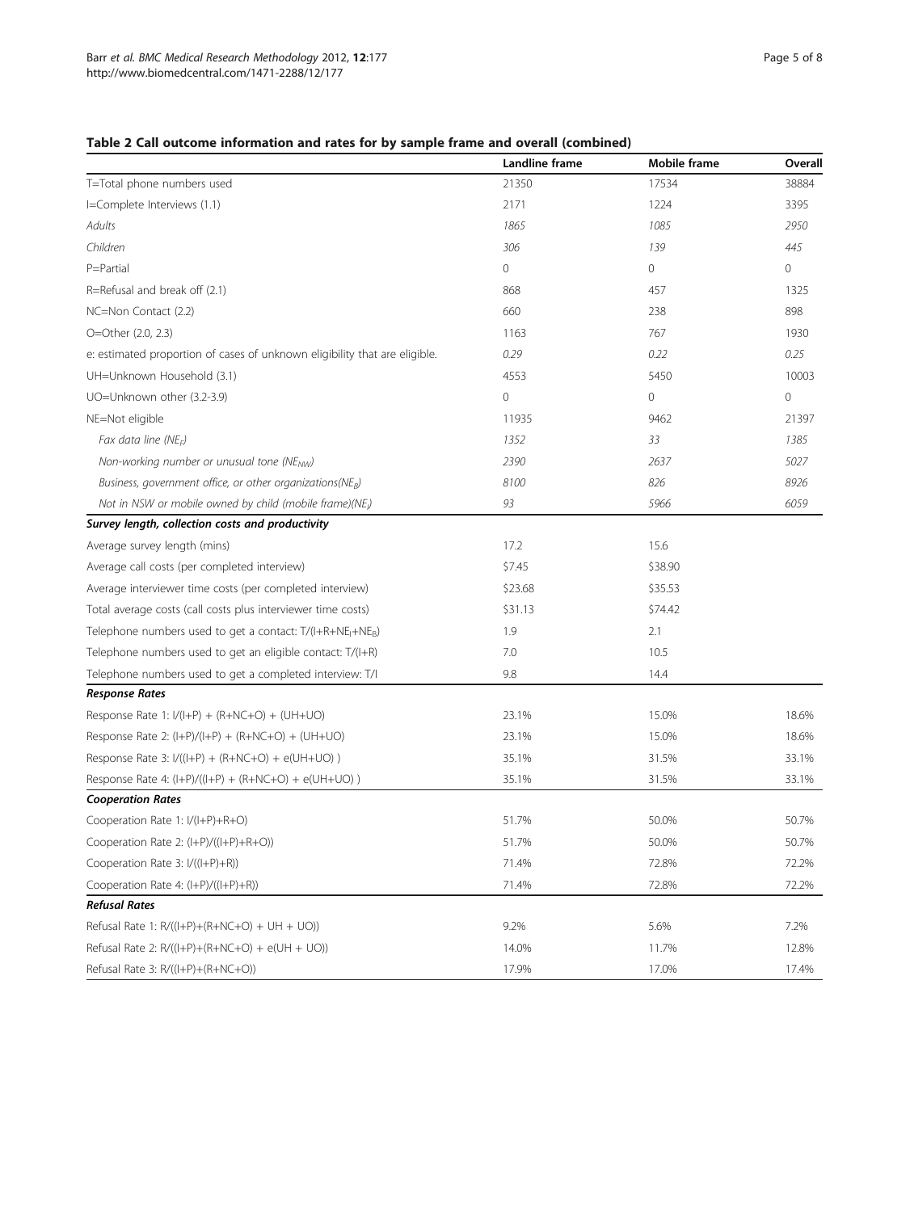**Table 2 Call outcome information and rates for by sample frame and overall (combined)**

| | Landline frame | Mobile frame | Overall |
|---|---|---|---|
| T=Total phone numbers used | 21350 | 17534 | 38884 |
| I=Complete Interviews (1.1) | 2171 | 1224 | 3395 |
| *Adults* | *1865* | *1085* | *2950* |
| *Children* | *306* | *139* | *445* |
| P=Partial | 0 | 0 | 0 |
| R=Refusal and break off (2.1) | 868 | 457 | 1325 |
| NC=Non Contact (2.2) | 660 | 238 | 898 |
| O=Other (2.0, 2.3) | 1163 | 767 | 1930 |
| e: estimated proportion of cases of unknown eligibility that are eligible. | *0.29* | *0.22* | *0.25* |
| UH=Unknown Household (3.1) | 4553 | 5450 | 10003 |
| UO=Unknown other (3.2-3.9) | 0 | 0 | 0 |
| NE=Not eligible | 11935 | 9462 | 21397 |
| *Fax data line ($NE_F$)* | *1352* | *33* | *1385* |
| *Non-working number or unusual tone ($NE_{NW}$)* | *2390* | *2637* | *5027* |
| *Business, government office, or other organizations($NE_B$)* | *8100* | *826* | *8926* |
| *Not in NSW or mobile owned by child (mobile frame)($NE_I$)* | *93* | *5966* | *6059* |
| ***Survey length, collection costs and productivity*** | | | |
| Average survey length (mins) | 17.2 | 15.6 | |
| Average call costs (per completed interview) | $7.45 | $38.90 | |
| Average interviewer time costs (per completed interview) | $23.68 | $35.53 | |
| Total average costs (call costs plus interviewer time costs) | $31.13 | $74.42 | |
| Telephone numbers used to get a contact: $T/(I+R+NE_I+NE_B)$ | 1.9 | 2.1 | |
| Telephone numbers used to get an eligible contact: $T/(I+R)$ | 7.0 | 10.5 | |
| Telephone numbers used to get a completed interview: $T/I$ | 9.8 | 14.4 | |
| ***Response Rates*** | | | |
| Response Rate 1: $I/(I+P) + (R+NC+O) + (UH+UO)$ | 23.1% | 15.0% | 18.6% |
| Response Rate 2: $(I+P)/(I+P) + (R+NC+O) + (UH+UO)$ | 23.1% | 15.0% | 18.6% |
| Response Rate 3: $I/((I+P) + (R+NC+O) + e(UH+UO))$ | 35.1% | 31.5% | 33.1% |
| Response Rate 4: $(I+P)/((I+P) + (R+NC+O) + e(UH+UO))$ | 35.1% | 31.5% | 33.1% |
| ***Cooperation Rates*** | | | |
| Cooperation Rate 1: $I/(I+P)+R+O)$ | 51.7% | 50.0% | 50.7% |
| Cooperation Rate 2: $(I+P)/((I+P)+R+O))$ | 51.7% | 50.0% | 50.7% |
| Cooperation Rate 3: $I/((I+P)+R))$ | 71.4% | 72.8% | 72.2% |
| Cooperation Rate 4: $(I+P)/((I+P)+R))$ | 71.4% | 72.8% | 72.2% |
| ***Refusal Rates*** | | | |
| Refusal Rate 1: $R/((I+P)+(R+NC+O) + UH + UO))$ | 9.2% | 5.6% | 7.2% |
| Refusal Rate 2: $R/((I+P)+(R+NC+O) + e(UH + UO))$ | 14.0% | 11.7% | 12.8% |
| Refusal Rate 3: $R/((I+P)+(R+NC+O))$ | 17.9% | 17.0% | 17.4% |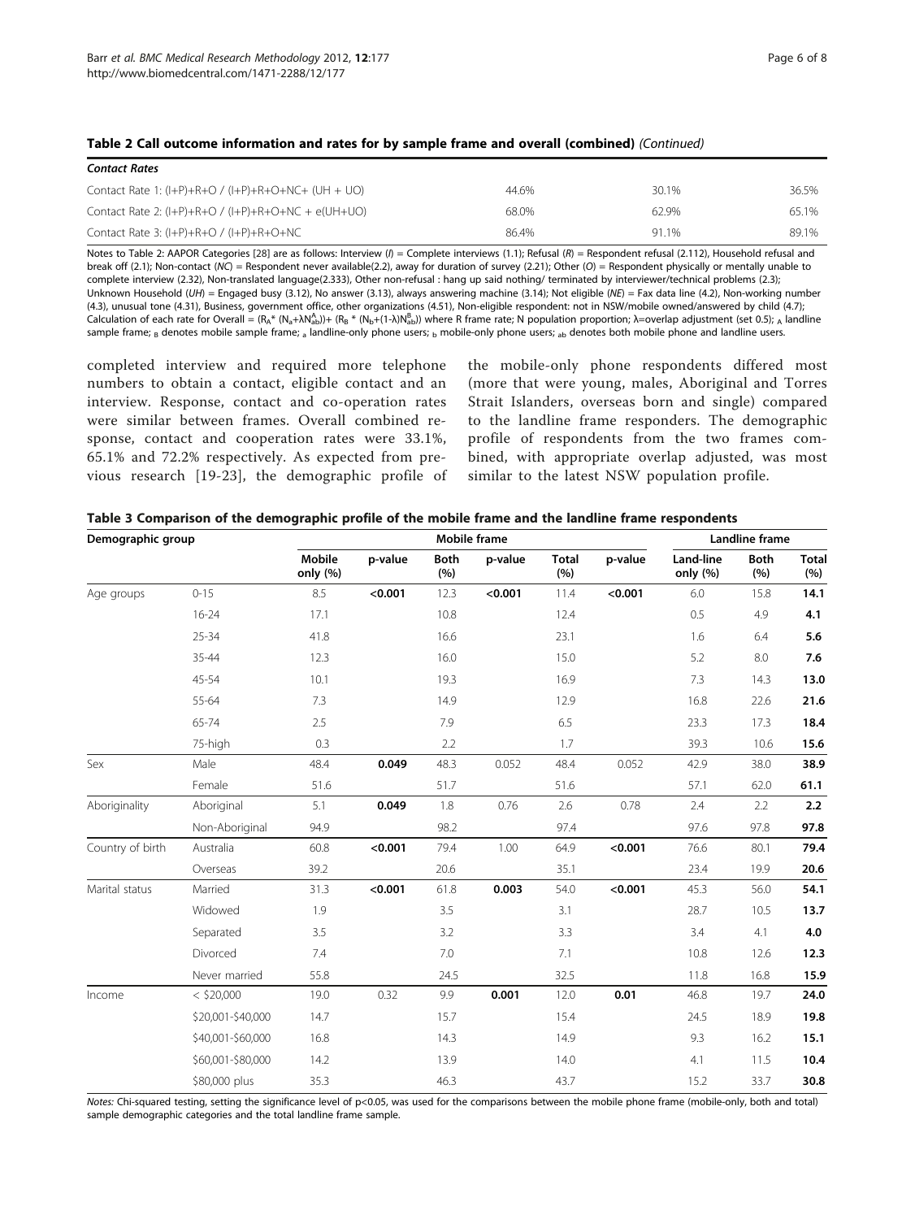**Table 2 Call outcome information and rates for by sample frame and overall (combined)** *(Continued)*

| *Contact Rates* | | | |
|---|---|---|---|
| Contact Rate 1: (I+P)+R+O / (I+P)+R+O+NC+ (UH + UO) | 44.6% | 30.1% | 36.5% |
| Contact Rate 2: (I+P)+R+O / (I+P)+R+O+NC + e(UH+UO) | 68.0% | 62.9% | 65.1% |
| Contact Rate 3: (I+P)+R+O / (I+P)+R+O+NC | 86.4% | 91.1% | 89.1% |

Notes to Table 2: AAPOR Categories [28] are as follows: Interview (*I*) = Complete interviews (1.1); Refusal (*R*) = Respondent refusal (2.112), Household refusal and break off (2.1); Non-contact (*NC*) = Respondent never available(2.2), away for duration of survey (2.21); Other (*O*) = Respondent physically or mentally unable to complete interview (2.32), Non-translated language(2.333), Other non-refusal : hang up said nothing/ terminated by interviewer/technical problems (2.3); Unknown Household (*UH*) = Engaged busy (3.12), No answer (3.13), always answering machine (3.14); Not eligible (*NE*) = Fax data line (4.2), Non-working number (4.3), unusual tone (4.31), Business, government office, other organizations (4.51), Non-eligible respondent: not in NSW/mobile owned/answered by child (4.7); Calculation of each rate for Overall = $(R_A * (N_a+\lambda N^A_{ab})) + (R_B * (N_b+(1-\lambda)N^B_{ab}))$ where R frame rate; N population proportion; λ=overlap adjustment (set 0.5); $_A$ landline sample frame; $_B$ denotes mobile sample frame; $_a$ landline-only phone users; $_b$ mobile-only phone users; $_{ab}$ denotes both mobile phone and landline users.

completed interview and required more telephone numbers to obtain a contact, eligible contact and an interview. Response, contact and co-operation rates were similar between frames. Overall combined response, contact and cooperation rates were 33.1%, 65.1% and 72.2% respectively. As expected from previous research [19-23], the demographic profile of the mobile-only phone respondents differed most (more that were young, males, Aboriginal and Torres Strait Islanders, overseas born and single) compared to the landline frame responders. The demographic profile of respondents from the two frames combined, with appropriate overlap adjusted, was most similar to the latest NSW population profile.

**Table 3 Comparison of the demographic profile of the mobile frame and the landline frame respondents**

| Demographic group | | Mobile frame | | | | | | Landline frame | | |
|---|---|---|---|---|---|---|---|---|---|---|
| | | Mobile only (%) | p-value | Both (%) | p-value | Total (%) | p-value | Land-line only (%) | Both (%) | Total (%) |
| Age groups | 0-15 | 8.5 | **<0.001** | 12.3 | **<0.001** | 11.4 | **<0.001** | 6.0 | 15.8 | **14.1** |
| | 16-24 | 17.1 | | 10.8 | | 12.4 | | 0.5 | 4.9 | **4.1** |
| | 25-34 | 41.8 | | 16.6 | | 23.1 | | 1.6 | 6.4 | **5.6** |
| | 35-44 | 12.3 | | 16.0 | | 15.0 | | 5.2 | 8.0 | **7.6** |
| | 45-54 | 10.1 | | 19.3 | | 16.9 | | 7.3 | 14.3 | **13.0** |
| | 55-64 | 7.3 | | 14.9 | | 12.9 | | 16.8 | 22.6 | **21.6** |
| | 65-74 | 2.5 | | 7.9 | | 6.5 | | 23.3 | 17.3 | **18.4** |
| | 75-high | 0.3 | | 2.2 | | 1.7 | | 39.3 | 10.6 | **15.6** |
| Sex | Male | 48.4 | **0.049** | 48.3 | 0.052 | 48.4 | 0.052 | 42.9 | 38.0 | **38.9** |
| | Female | 51.6 | | 51.7 | | 51.6 | | 57.1 | 62.0 | **61.1** |
| Aboriginality | Aboriginal | 5.1 | **0.049** | 1.8 | 0.76 | 2.6 | 0.78 | 2.4 | 2.2 | **2.2** |
| | Non-Aboriginal | 94.9 | | 98.2 | | 97.4 | | 97.6 | 97.8 | **97.8** |
| Country of birth | Australia | 60.8 | **<0.001** | 79.4 | 1.00 | 64.9 | **<0.001** | 76.6 | 80.1 | **79.4** |
| | Overseas | 39.2 | | 20.6 | | 35.1 | | 23.4 | 19.9 | **20.6** |
| Marital status | Married | 31.3 | **<0.001** | 61.8 | **0.003** | 54.0 | **<0.001** | 45.3 | 56.0 | **54.1** |
| | Widowed | 1.9 | | 3.5 | | 3.1 | | 28.7 | 10.5 | **13.7** |
| | Separated | 3.5 | | 3.2 | | 3.3 | | 3.4 | 4.1 | **4.0** |
| | Divorced | 7.4 | | 7.0 | | 7.1 | | 10.8 | 12.6 | **12.3** |
| | Never married | 55.8 | | 24.5 | | 32.5 | | 11.8 | 16.8 | **15.9** |
| Income | < $20,000 | 19.0 | 0.32 | 9.9 | **0.001** | 12.0 | **0.01** | 46.8 | 19.7 | **24.0** |
| | $20,001-$40,000 | 14.7 | | 15.7 | | 15.4 | | 24.5 | 18.9 | **19.8** |
| | $40,001-$60,000 | 16.8 | | 14.3 | | 14.9 | | 9.3 | 16.2 | **15.1** |
| | $60,001-$80,000 | 14.2 | | 13.9 | | 14.0 | | 4.1 | 11.5 | **10.4** |
| | $80,000 plus | 35.3 | | 46.3 | | 43.7 | | 15.2 | 33.7 | **30.8** |

*Notes:* Chi-squared testing, setting the significance level of p<0.05, was used for the comparisons between the mobile phone frame (mobile-only, both and total) sample demographic categories and the total landline frame sample.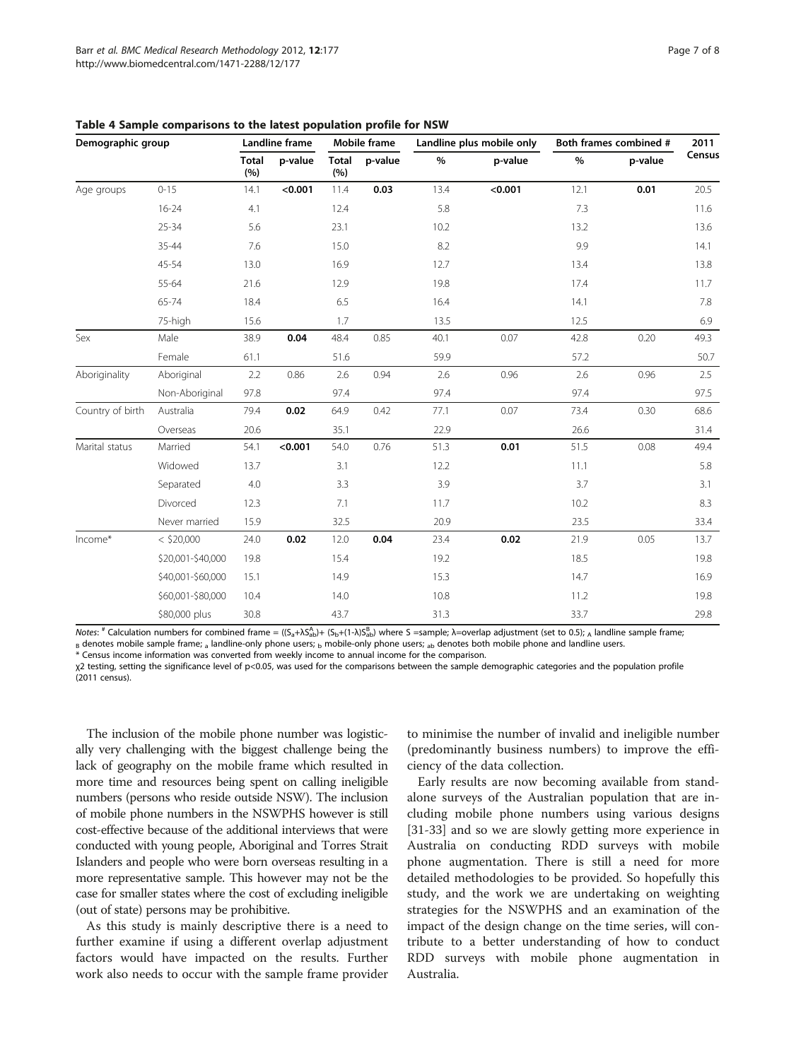**Table 4 Sample comparisons to the latest population profile for NSW**

| Demographic group | | Landline frame | | Mobile frame | | Landline plus mobile only | | Both frames combined # | | 2011 Census |
|---|---|---|---|---|---|---|---|---|---|---|
| | | Total (%) | p-value | Total (%) | p-value | % | p-value | % | p-value | |
| Age groups | 0-15 | 14.1 | **<0.001** | 11.4 | **0.03** | 13.4 | **<0.001** | 12.1 | **0.01** | 20.5 |
| | 16-24 | 4.1 | | 12.4 | | 5.8 | | 7.3 | | 11.6 |
| | 25-34 | 5.6 | | 23.1 | | 10.2 | | 13.2 | | 13.6 |
| | 35-44 | 7.6 | | 15.0 | | 8.2 | | 9.9 | | 14.1 |
| | 45-54 | 13.0 | | 16.9 | | 12.7 | | 13.4 | | 13.8 |
| | 55-64 | 21.6 | | 12.9 | | 19.8 | | 17.4 | | 11.7 |
| | 65-74 | 18.4 | | 6.5 | | 16.4 | | 14.1 | | 7.8 |
| | 75-high | 15.6 | | 1.7 | | 13.5 | | 12.5 | | 6.9 |
| Sex | Male | 38.9 | **0.04** | 48.4 | 0.85 | 40.1 | 0.07 | 42.8 | 0.20 | 49.3 |
| | Female | 61.1 | | 51.6 | | 59.9 | | 57.2 | | 50.7 |
| Aboriginality | Aboriginal | 2.2 | 0.86 | 2.6 | 0.94 | 2.6 | 0.96 | 2.6 | 0.96 | 2.5 |
| | Non-Aboriginal | 97.8 | | 97.4 | | 97.4 | | 97.4 | | 97.5 |
| Country of birth | Australia | 79.4 | **0.02** | 64.9 | 0.42 | 77.1 | 0.07 | 73.4 | 0.30 | 68.6 |
| | Overseas | 20.6 | | 35.1 | | 22.9 | | 26.6 | | 31.4 |
| Marital status | Married | 54.1 | **<0.001** | 54.0 | 0.76 | 51.3 | **0.01** | 51.5 | 0.08 | 49.4 |
| | Widowed | 13.7 | | 3.1 | | 12.2 | | 11.1 | | 5.8 |
| | Separated | 4.0 | | 3.3 | | 3.9 | | 3.7 | | 3.1 |
| | Divorced | 12.3 | | 7.1 | | 11.7 | | 10.2 | | 8.3 |
| | Never married | 15.9 | | 32.5 | | 20.9 | | 23.5 | | 33.4 |
| Income* | < $20,000 | 24.0 | **0.02** | 12.0 | **0.04** | 23.4 | **0.02** | 21.9 | 0.05 | 13.7 |
| | $20,001-$40,000 | 19.8 | | 15.4 | | 19.2 | | 18.5 | | 19.8 |
| | $40,001-$60,000 | 15.1 | | 14.9 | | 15.3 | | 14.7 | | 16.9 |
| | $60,001-$80,000 | 10.4 | | 14.0 | | 10.8 | | 11.2 | | 19.8 |
| | $80,000 plus | 30.8 | | 43.7 | | 31.3 | | 33.7 | | 29.8 |

*Notes*: # Calculation numbers for combined frame = $((S_a+\lambda S^A_{ab})+(S_b+(1-\lambda)S^B_{ab})$ where S = sample; λ=overlap adjustment (set to 0.5); $_A$ landline sample frame; $_B$ denotes mobile sample frame; $_a$ landline-only phone users; $_b$ mobile-only phone users; $_{ab}$ denotes both mobile phone and landline users.
\* Census income information was converted from weekly income to annual income for the comparison.
$\chi 2$ testing, setting the significance level of $p<0.05$, was used for the comparisons between the sample demographic categories and the population profile (2011 census).

The inclusion of the mobile phone number was logistically very challenging with the biggest challenge being the lack of geography on the mobile frame which resulted in more time and resources being spent on calling ineligible numbers (persons who reside outside NSW). The inclusion of mobile phone numbers in the NSWPHS however is still cost-effective because of the additional interviews that were conducted with young people, Aboriginal and Torres Strait Islanders and people who were born overseas resulting in a more representative sample. This however may not be the case for smaller states where the cost of excluding ineligible (out of state) persons may be prohibitive.

As this study is mainly descriptive there is a need to further examine if using a different overlap adjustment factors would have impacted on the results. Further work also needs to occur with the sample frame provider to minimise the number of invalid and ineligible number (predominantly business numbers) to improve the efficiency of the data collection.

Early results are now becoming available from standalone surveys of the Australian population that are including mobile phone numbers using various designs [31-33] and so we are slowly getting more experience in Australia on conducting RDD surveys with mobile phone augmentation. There is still a need for more detailed methodologies to be provided. So hopefully this study, and the work we are undertaking on weighting strategies for the NSWPHS and an examination of the impact of the design change on the time series, will contribute to a better understanding of how to conduct RDD surveys with mobile phone augmentation in Australia.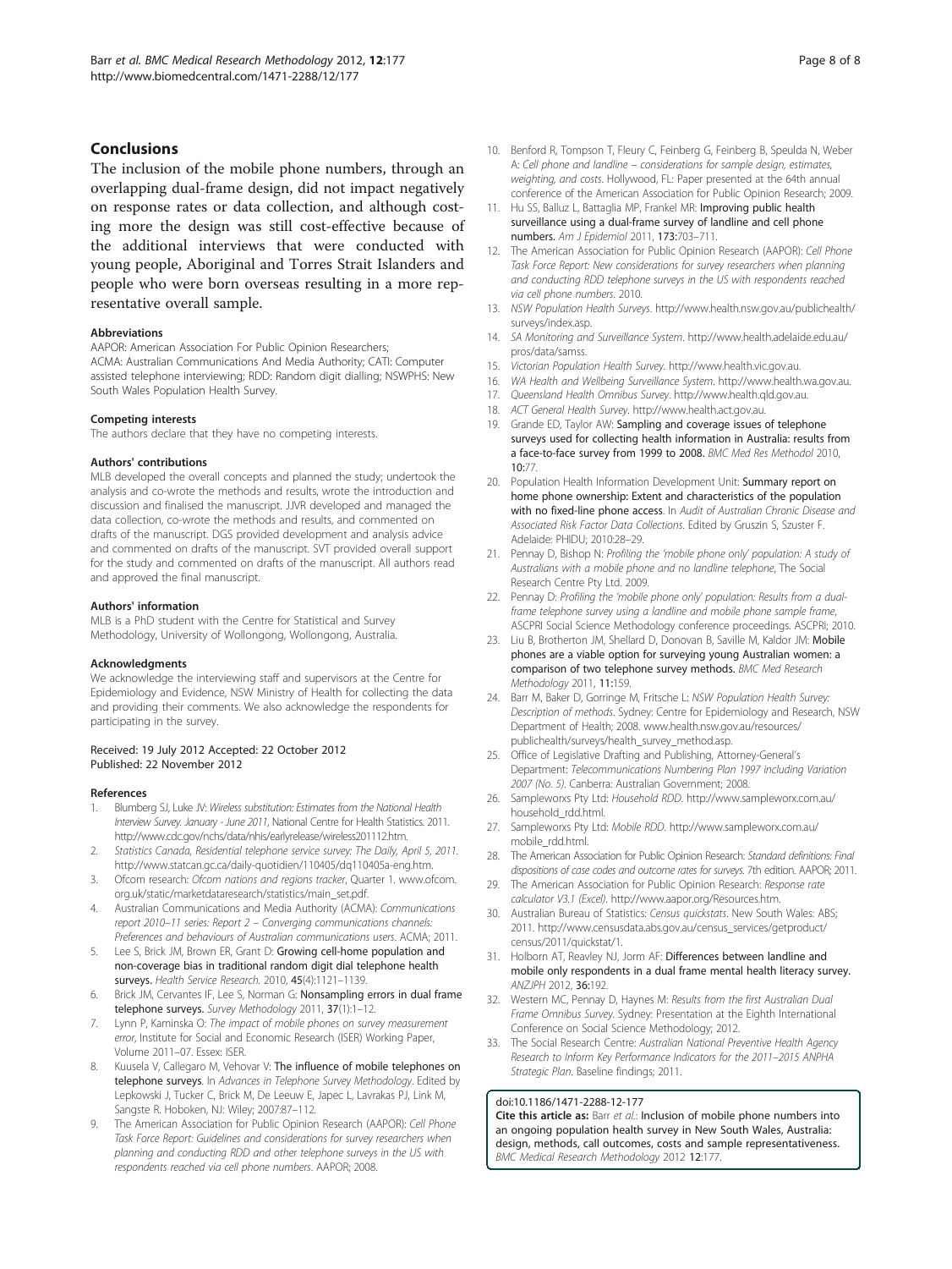## Conclusions

The inclusion of the mobile phone numbers, through an overlapping dual-frame design, did not impact negatively on response rates or data collection, and although costing more the design was still cost-effective because of the additional interviews that were conducted with young people, Aboriginal and Torres Strait Islanders and people who were born overseas resulting in a more representative overall sample.

#### Abbreviations

AAPOR: American Association For Public Opinion Researchers; ACMA: Australian Communications And Media Authority; CATI: Computer assisted telephone interviewing; RDD: Random digit dialling; NSWPHS: New South Wales Population Health Survey.

#### Competing interests

The authors declare that they have no competing interests.

#### Authors' contributions

MLB developed the overall concepts and planned the study; undertook the analysis and co-wrote the methods and results, wrote the introduction and discussion and finalised the manuscript. JJVR developed and managed the data collection, co-wrote the methods and results, and commented on drafts of the manuscript. DGS provided development and analysis advice and commented on drafts of the manuscript. SVT provided overall support for the study and commented on drafts of the manuscript. All authors read and approved the final manuscript.

#### Authors' information

MLB is a PhD student with the Centre for Statistical and Survey Methodology, University of Wollongong, Wollongong, Australia.

#### Acknowledgments

We acknowledge the interviewing staff and supervisors at the Centre for Epidemiology and Evidence, NSW Ministry of Health for collecting the data and providing their comments. We also acknowledge the respondents for participating in the survey.

Received: 19 July 2012 Accepted: 22 October 2012
Published: 22 November 2012

#### References

1. Blumberg SJ, Luke JV: *Wireless substitution: Estimates from the National Health Interview Survey. January - June 2011*, National Centre for Health Statistics. 2011. http://www.cdc.gov/nchs/data/nhis/earlyrelease/wireless201112.htm.
2. *Statistics Canada, Residential telephone service survey: The Daily, April 5, 2011*. http://www.statcan.gc.ca/daily-quotidien/110405/dq110405a-eng.htm.
3. Ofcom research: *Ofcom nations and regions tracker*, Quarter 1. www.ofcom.org.uk/static/marketdataresearch/statistics/main_set.pdf.
4. Australian Communications and Media Authority (ACMA): *Communications report 2010–11 series: Report 2 – Converging communications channels: Preferences and behaviours of Australian communications users*. ACMA; 2011.
5. Lee S, Brick JM, Brown ER, Grant D: **Growing cell-home population and non-coverage bias in traditional random digit dial telephone health surveys.** *Health Service Research.* 2010, **45**(4):1121–1139.
6. Brick JM, Cervantes IF, Lee S, Norman G: **Nonsampling errors in dual frame telephone surveys.** *Survey Methodology* 2011, **37**(1):1–12.
7. Lynn P, Kaminska O: *The impact of mobile phones on survey measurement error*, Institute for Social and Economic Research (ISER) Working Paper, Volume 2011–07. Essex: ISER.
8. Kuusela V, Callegaro M, Vehovar V: **The influence of mobile telephones on telephone surveys.** In *Advances in Telephone Survey Methodology*. Edited by Lepkowski J, Tucker C, Brick M, De Leeuw E, Japec L, Lavrakas PJ, Link M, Sangste R. Hoboken, NJ: Wiley; 2007:87–112.
9. The American Association for Public Opinion Research (AAPOR): *Cell Phone Task Force Report: Guidelines and considerations for survey researchers when planning and conducting RDD and other telephone surveys in the US with respondents reached via cell phone numbers*. AAPOR; 2008.
10. Benford R, Tompson T, Fleury C, Feinberg G, Feinberg B, Speulda N, Weber A: *Cell phone and landline – considerations for sample design, estimates, weighting, and costs*. Hollywood, FL: Paper presented at the 64th annual conference of the American Association for Public Opinion Research; 2009.
11. Hu SS, Balluz L, Battaglia MP, Frankel MR: **Improving public health surveillance using a dual-frame survey of landline and cell phone numbers.** *Am J Epidemiol* 2011, **173:**703–711.
12. The American Association for Public Opinion Research (AAPOR): *Cell Phone Task Force Report: New considerations for survey researchers when planning and conducting RDD telephone surveys in the US with respondents reached via cell phone numbers*. 2010.
13. *NSW Population Health Surveys*. http://www.health.nsw.gov.au/publichealth/surveys/index.asp.
14. *SA Monitoring and Surveillance System*. http://www.health.adelaide.edu.au/pros/data/samss.
15. *Victorian Population Health Survey*. http://www.health.vic.gov.au.
16. *WA Health and Wellbeing Surveillance System*. http://www.health.wa.gov.au.
17. *Queensland Health Omnibus Survey*. http://www.health.qld.gov.au.
18. *ACT General Health Survey*. http://www.health.act.gov.au.
19. Grande ED, Taylor AW: **Sampling and coverage issues of telephone surveys used for collecting health information in Australia: results from a face-to-face survey from 1999 to 2008.** *BMC Med Res Methodol* 2010, **10:**77.
20. Population Health Information Development Unit: **Summary report on home phone ownership: Extent and characteristics of the population with no fixed-line phone access**. In *Audit of Australian Chronic Disease and Associated Risk Factor Data Collections*. Edited by Gruszin S, Szuster F. Adelaide: PHIDU; 2010:28–29.
21. Pennay D, Bishop N: *Profiling the 'mobile phone only' population: A study of Australians with a mobile phone and no landline telephone*, The Social Research Centre Pty Ltd. 2009.
22. Pennay D: *Profiling the 'mobile phone only' population: Results from a dual-frame telephone survey using a landline and mobile phone sample frame*, ASCPRI Social Science Methodology conference proceedings. ASCPRI; 2010.
23. Liu B, Brotherton JM, Shellard D, Donovan B, Saville M, Kaldor JM: **Mobile phones are a viable option for surveying young Australian women: a comparison of two telephone survey methods.** *BMC Med Research Methodology* 2011, **11:**159.
24. Barr M, Baker D, Gorringe M, Fritsche L: *NSW Population Health Survey: Description of methods*. Sydney: Centre for Epidemiology and Research, NSW Department of Health; 2008. www.health.nsw.gov.au/resources/publichealth/surveys/health_survey_method.asp.
25. Office of Legislative Drafting and Publishing, Attorney-General's Department: *Telecommunications Numbering Plan 1997 including Variation 2007 (No. 5)*. Canberra: Australian Government; 2008.
26. Sampleworxs Pty Ltd: *Household RDD*. http://www.sampleworx.com.au/household_rdd.html.
27. Sampleworxs Pty Ltd: *Mobile RDD*. http://www.sampleworx.com.au/mobile_rdd.html.
28. The American Association for Public Opinion Research: *Standard definitions: Final dispositions of case codes and outcome rates for surveys*. 7th edition. AAPOR; 2011.
29. The American Association for Public Opinion Research: *Response rate calculator V3.1 (Excel)*. http://www.aapor.org/Resources.htm.
30. Australian Bureau of Statistics: *Census quickstats*. New South Wales: ABS; 2011. http://www.censusdata.abs.gov.au/census_services/getproduct/census/2011/quickstat/1.
31. Holborn AT, Reavley NJ, Jorm AF: **Differences between landline and mobile only respondents in a dual frame mental health literacy survey.** *ANZJPH* 2012, **36:**192.
32. Western MC, Pennay D, Haynes M: *Results from the first Australian Dual Frame Omnibus Survey*. Sydney: Presentation at the Eighth International Conference on Social Science Methodology; 2012.
33. The Social Research Centre: *Australian National Preventive Health Agency Research to Inform Key Performance Indicators for the 2011–2015 ANPHA Strategic Plan*. Baseline findings; 2011.

doi:10.1186/1471-2288-12-177

**Cite this article as:** Barr *et al.*: Inclusion of mobile phone numbers into an ongoing population health survey in New South Wales, Australia: design, methods, call outcomes, costs and sample representativeness. *BMC Medical Research Methodology* 2012 **12**:177.